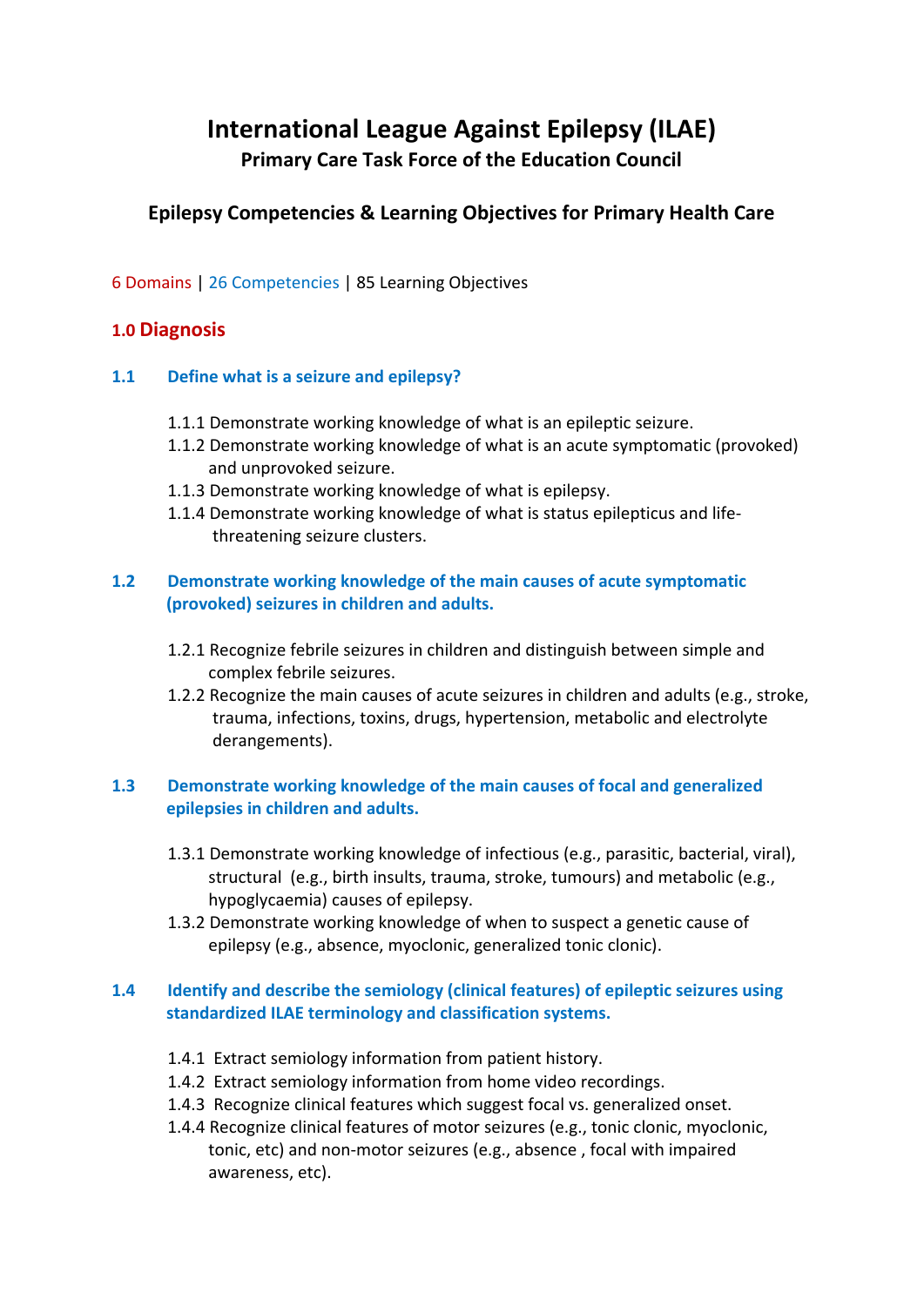# International League Against Epilepsy (ILAE)

**Primary Care Task Force of the Education Council**

## Epilepsy Competencies & Learning Objectives for Primary Health Care

6 Domains | 26 Competencies | 85 Learning Objectives

## 1.0 Diagnosis

### 1.1 Define what is a seizure and epilepsy?

1.1.1 Demonstrate working knowledge of what is an epileptic seizure.
1.1.2 Demonstrate working knowledge of what is an acute symptomatic (provoked) and unprovoked seizure.
1.1.3 Demonstrate working knowledge of what is epilepsy.
1.1.4 Demonstrate working knowledge of what is status epilepticus and life-threatening seizure clusters.

### 1.2 Demonstrate working knowledge of the main causes of acute symptomatic (provoked) seizures in children and adults.

1.2.1 Recognize febrile seizures in children and distinguish between simple and complex febrile seizures.
1.2.2 Recognize the main causes of acute seizures in children and adults (e.g., stroke, trauma, infections, toxins, drugs, hypertension, metabolic and electrolyte derangements).

### 1.3 Demonstrate working knowledge of the main causes of focal and generalized epilepsies in children and adults.

1.3.1 Demonstrate working knowledge of infectious (e.g., parasitic, bacterial, viral), structural (e.g., birth insults, trauma, stroke, tumours) and metabolic (e.g., hypoglycaemia) causes of epilepsy.
1.3.2 Demonstrate working knowledge of when to suspect a genetic cause of epilepsy (e.g., absence, myoclonic, generalized tonic clonic).

### 1.4 Identify and describe the semiology (clinical features) of epileptic seizures using standardized ILAE terminology and classification systems.

1.4.1 Extract semiology information from patient history.
1.4.2 Extract semiology information from home video recordings.
1.4.3 Recognize clinical features which suggest focal vs. generalized onset.
1.4.4 Recognize clinical features of motor seizures (e.g., tonic clonic, myoclonic, tonic, etc) and non-motor seizures (e.g., absence , focal with impaired awareness, etc).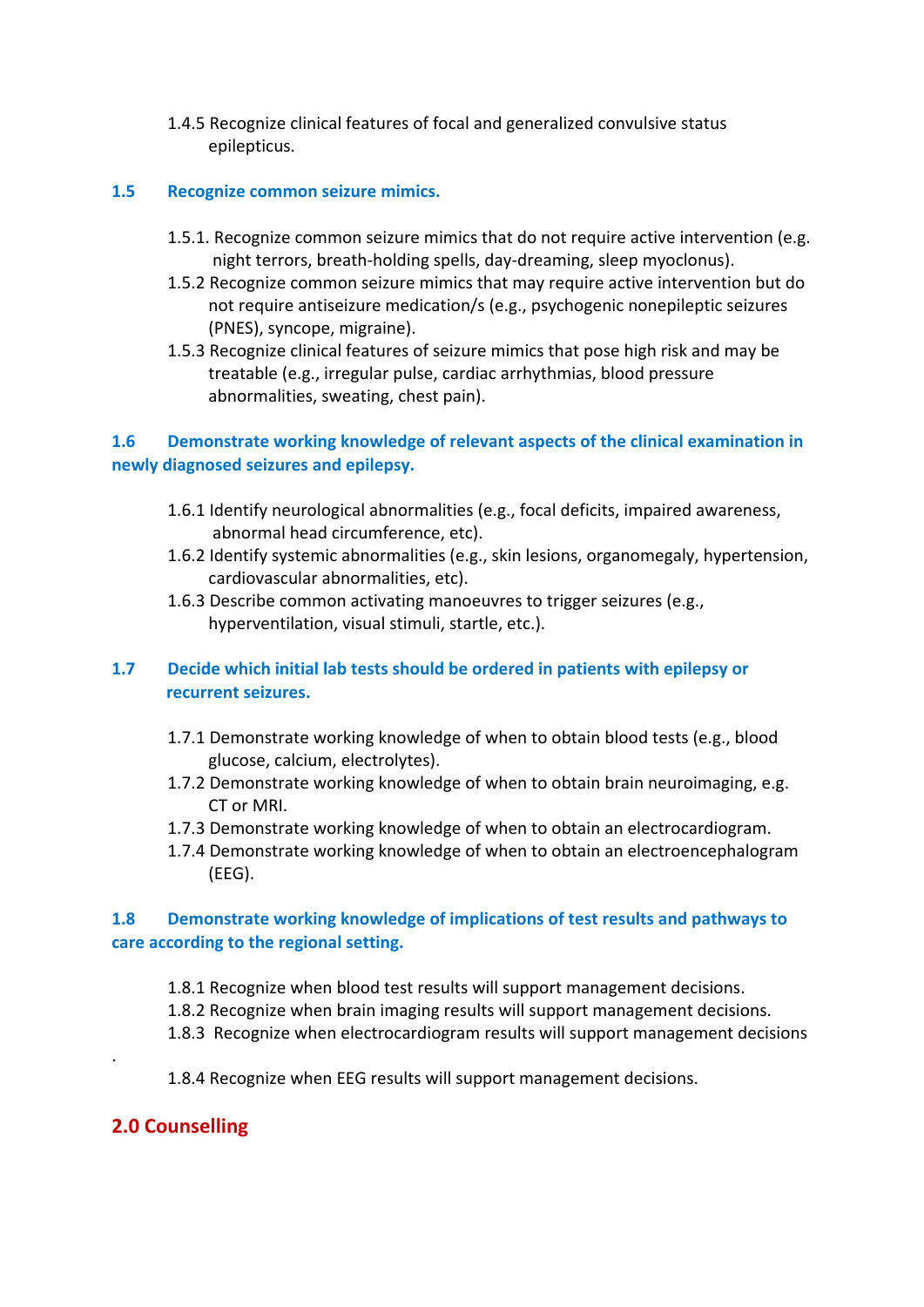- 1.4.5 Recognize clinical features of focal and generalized convulsive status epilepticus.

### 1.5 Recognize common seizure mimics.

- 1.5.1. Recognize common seizure mimics that do not require active intervention (e.g. night terrors, breath-holding spells, day-dreaming, sleep myoclonus).
- 1.5.2 Recognize common seizure mimics that may require active intervention but do not require antiseizure medication/s (e.g., psychogenic nonepileptic seizures (PNES), syncope, migraine).
- 1.5.3 Recognize clinical features of seizure mimics that pose high risk and may be treatable (e.g., irregular pulse, cardiac arrhythmias, blood pressure abnormalities, sweating, chest pain).

### 1.6 Demonstrate working knowledge of relevant aspects of the clinical examination in newly diagnosed seizures and epilepsy.

- 1.6.1 Identify neurological abnormalities (e.g., focal deficits, impaired awareness, abnormal head circumference, etc).
- 1.6.2 Identify systemic abnormalities (e.g., skin lesions, organomegaly, hypertension, cardiovascular abnormalities, etc).
- 1.6.3 Describe common activating manoeuvres to trigger seizures (e.g., hyperventilation, visual stimuli, startle, etc.).

### 1.7 Decide which initial lab tests should be ordered in patients with epilepsy or recurrent seizures.

- 1.7.1 Demonstrate working knowledge of when to obtain blood tests (e.g., blood glucose, calcium, electrolytes).
- 1.7.2 Demonstrate working knowledge of when to obtain brain neuroimaging, e.g. CT or MRI.
- 1.7.3 Demonstrate working knowledge of when to obtain an electrocardiogram.
- 1.7.4 Demonstrate working knowledge of when to obtain an electroencephalogram (EEG).

### 1.8 Demonstrate working knowledge of implications of test results and pathways to care according to the regional setting.

- 1.8.1 Recognize when blood test results will support management decisions.
- 1.8.2 Recognize when brain imaging results will support management decisions.
- 1.8.3 Recognize when electrocardiogram results will support management decisions.
- 1.8.4 Recognize when EEG results will support management decisions.

## 2.0 Counselling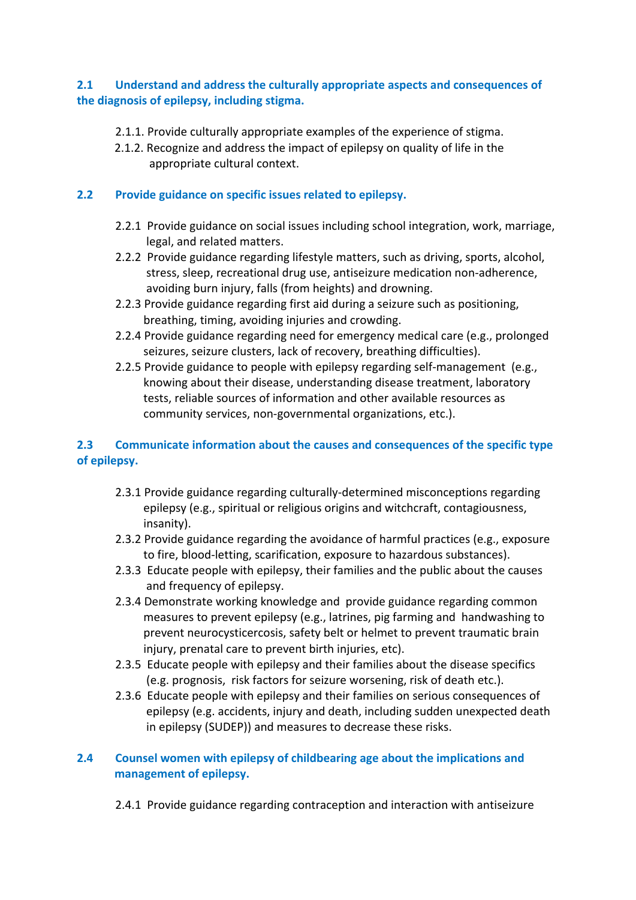### 2.1 Understand and address the culturally appropriate aspects and consequences of the diagnosis of epilepsy, including stigma.

- 2.1.1. Provide culturally appropriate examples of the experience of stigma.
- 2.1.2. Recognize and address the impact of epilepsy on quality of life in the appropriate cultural context.

### 2.2 Provide guidance on specific issues related to epilepsy.

- 2.2.1 Provide guidance on social issues including school integration, work, marriage, legal, and related matters.
- 2.2.2 Provide guidance regarding lifestyle matters, such as driving, sports, alcohol, stress, sleep, recreational drug use, antiseizure medication non-adherence, avoiding burn injury, falls (from heights) and drowning.
- 2.2.3 Provide guidance regarding first aid during a seizure such as positioning, breathing, timing, avoiding injuries and crowding.
- 2.2.4 Provide guidance regarding need for emergency medical care (e.g., prolonged seizures, seizure clusters, lack of recovery, breathing difficulties).
- 2.2.5 Provide guidance to people with epilepsy regarding self-management (e.g., knowing about their disease, understanding disease treatment, laboratory tests, reliable sources of information and other available resources as community services, non-governmental organizations, etc.).

### 2.3 Communicate information about the causes and consequences of the specific type of epilepsy.

- 2.3.1 Provide guidance regarding culturally-determined misconceptions regarding epilepsy (e.g., spiritual or religious origins and witchcraft, contagiousness, insanity).
- 2.3.2 Provide guidance regarding the avoidance of harmful practices (e.g., exposure to fire, blood-letting, scarification, exposure to hazardous substances).
- 2.3.3 Educate people with epilepsy, their families and the public about the causes and frequency of epilepsy.
- 2.3.4 Demonstrate working knowledge and provide guidance regarding common measures to prevent epilepsy (e.g., latrines, pig farming and handwashing to prevent neurocysticercosis, safety belt or helmet to prevent traumatic brain injury, prenatal care to prevent birth injuries, etc).
- 2.3.5 Educate people with epilepsy and their families about the disease specifics (e.g. prognosis, risk factors for seizure worsening, risk of death etc.).
- 2.3.6 Educate people with epilepsy and their families on serious consequences of epilepsy (e.g. accidents, injury and death, including sudden unexpected death in epilepsy (SUDEP)) and measures to decrease these risks.

### 2.4 Counsel women with epilepsy of childbearing age about the implications and management of epilepsy.

- 2.4.1 Provide guidance regarding contraception and interaction with antiseizure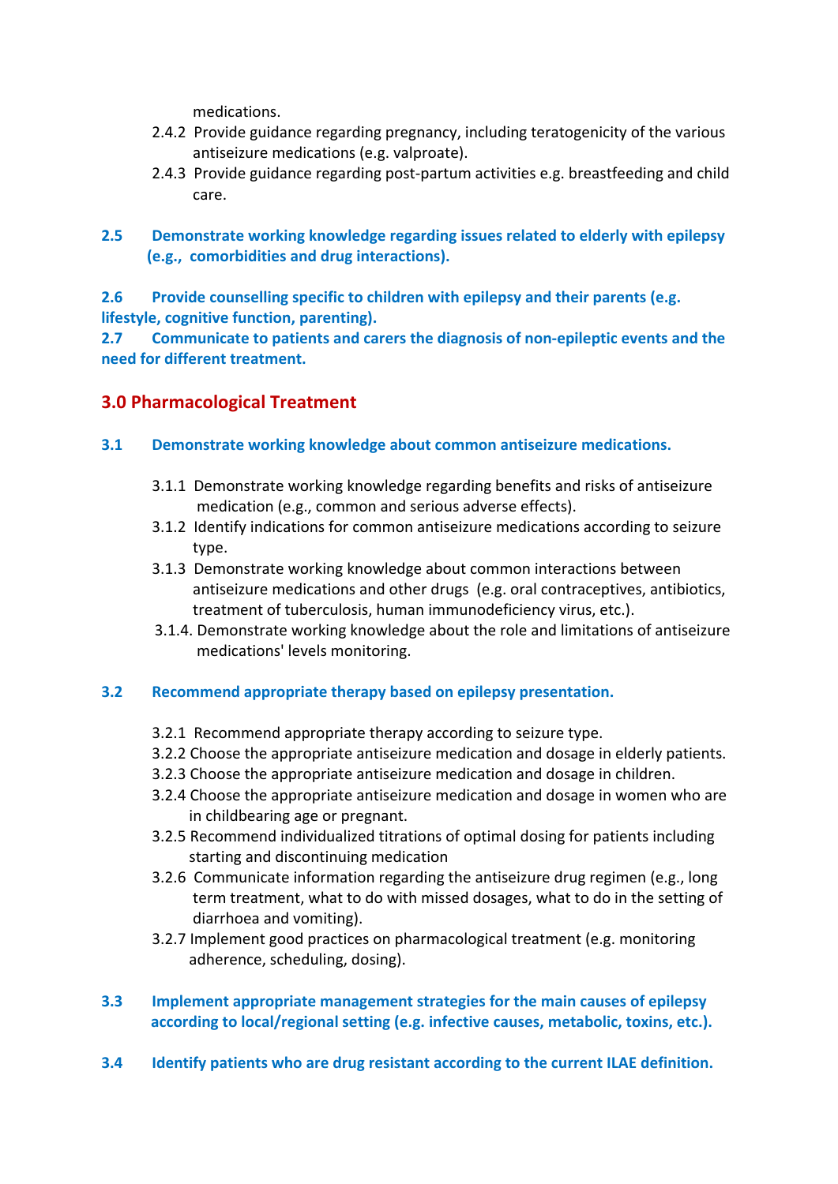medications.

- 2.4.2 Provide guidance regarding pregnancy, including teratogenicity of the various antiseizure medications (e.g. valproate).
- 2.4.3 Provide guidance regarding post-partum activities e.g. breastfeeding and child care.

**2.5 Demonstrate working knowledge regarding issues related to elderly with epilepsy (e.g., comorbidities and drug interactions).**

**2.6 Provide counselling specific to children with epilepsy and their parents (e.g. lifestyle, cognitive function, parenting).**

**2.7 Communicate to patients and carers the diagnosis of non-epileptic events and the need for different treatment.**

## 3.0 Pharmacological Treatment

**3.1 Demonstrate working knowledge about common antiseizure medications.**

- 3.1.1 Demonstrate working knowledge regarding benefits and risks of antiseizure medication (e.g., common and serious adverse effects).
- 3.1.2 Identify indications for common antiseizure medications according to seizure type.
- 3.1.3 Demonstrate working knowledge about common interactions between antiseizure medications and other drugs (e.g. oral contraceptives, antibiotics, treatment of tuberculosis, human immunodeficiency virus, etc.).
- 3.1.4. Demonstrate working knowledge about the role and limitations of antiseizure medications' levels monitoring.

**3.2 Recommend appropriate therapy based on epilepsy presentation.**

- 3.2.1 Recommend appropriate therapy according to seizure type.
- 3.2.2 Choose the appropriate antiseizure medication and dosage in elderly patients.
- 3.2.3 Choose the appropriate antiseizure medication and dosage in children.
- 3.2.4 Choose the appropriate antiseizure medication and dosage in women who are in childbearing age or pregnant.
- 3.2.5 Recommend individualized titrations of optimal dosing for patients including starting and discontinuing medication
- 3.2.6 Communicate information regarding the antiseizure drug regimen (e.g., long term treatment, what to do with missed dosages, what to do in the setting of diarrhoea and vomiting).
- 3.2.7 Implement good practices on pharmacological treatment (e.g. monitoring adherence, scheduling, dosing).

**3.3 Implement appropriate management strategies for the main causes of epilepsy according to local/regional setting (e.g. infective causes, metabolic, toxins, etc.).**

**3.4 Identify patients who are drug resistant according to the current ILAE definition.**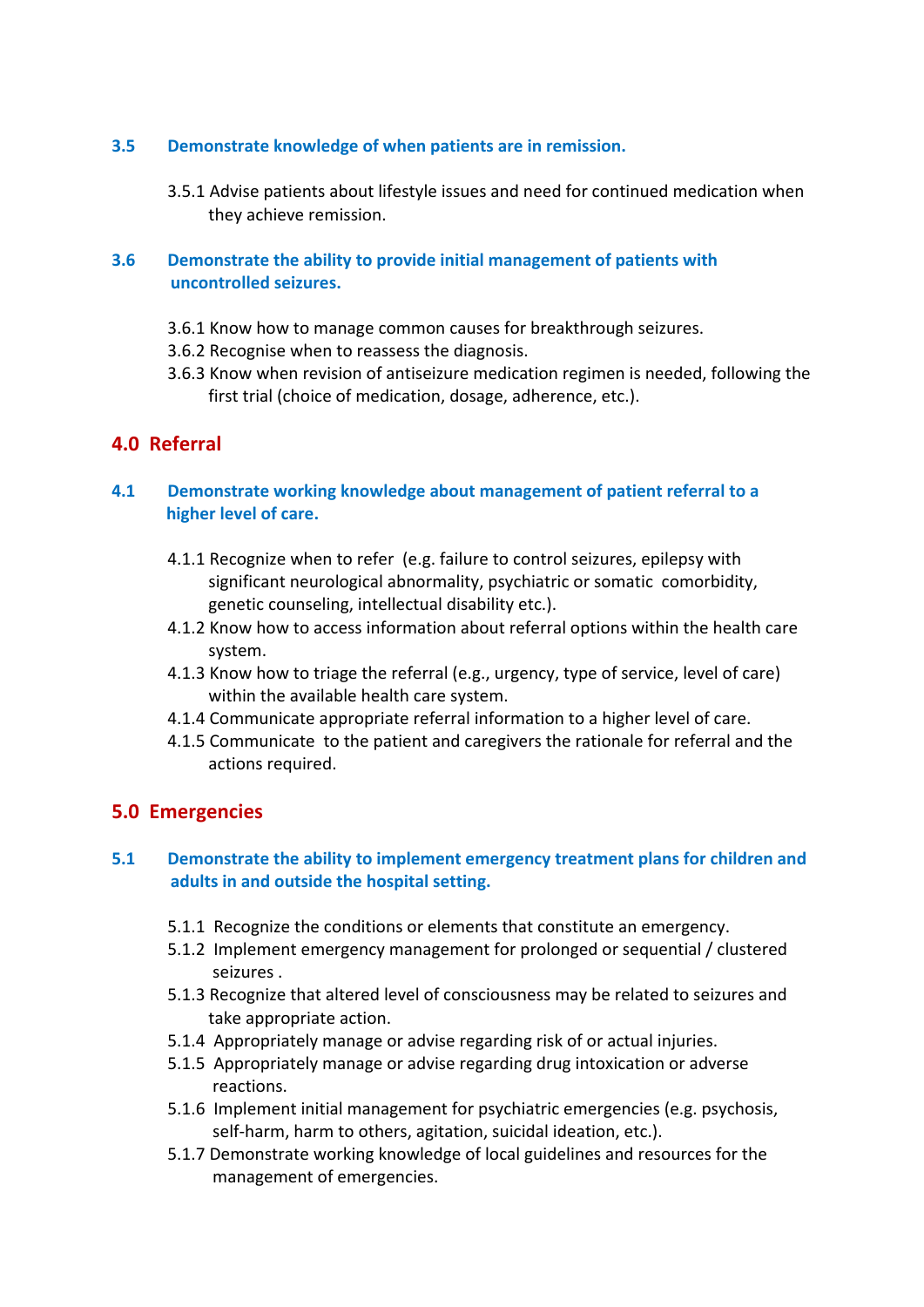### 3.5 Demonstrate knowledge of when patients are in remission.

3.5.1 Advise patients about lifestyle issues and need for continued medication when they achieve remission.

### 3.6 Demonstrate the ability to provide initial management of patients with uncontrolled seizures.

3.6.1 Know how to manage common causes for breakthrough seizures.
3.6.2 Recognise when to reassess the diagnosis.
3.6.3 Know when revision of antiseizure medication regimen is needed, following the first trial (choice of medication, dosage, adherence, etc.).

## 4.0 Referral

### 4.1 Demonstrate working knowledge about management of patient referral to a higher level of care.

4.1.1 Recognize when to refer (e.g. failure to control seizures, epilepsy with significant neurological abnormality, psychiatric or somatic comorbidity, genetic counseling, intellectual disability etc.).
4.1.2 Know how to access information about referral options within the health care system.
4.1.3 Know how to triage the referral (e.g., urgency, type of service, level of care) within the available health care system.
4.1.4 Communicate appropriate referral information to a higher level of care.
4.1.5 Communicate to the patient and caregivers the rationale for referral and the actions required.

## 5.0 Emergencies

### 5.1 Demonstrate the ability to implement emergency treatment plans for children and adults in and outside the hospital setting.

5.1.1 Recognize the conditions or elements that constitute an emergency.
5.1.2 Implement emergency management for prolonged or sequential / clustered seizures .
5.1.3 Recognize that altered level of consciousness may be related to seizures and take appropriate action.
5.1.4 Appropriately manage or advise regarding risk of or actual injuries.
5.1.5 Appropriately manage or advise regarding drug intoxication or adverse reactions.
5.1.6 Implement initial management for psychiatric emergencies (e.g. psychosis, self-harm, harm to others, agitation, suicidal ideation, etc.).
5.1.7 Demonstrate working knowledge of local guidelines and resources for the management of emergencies.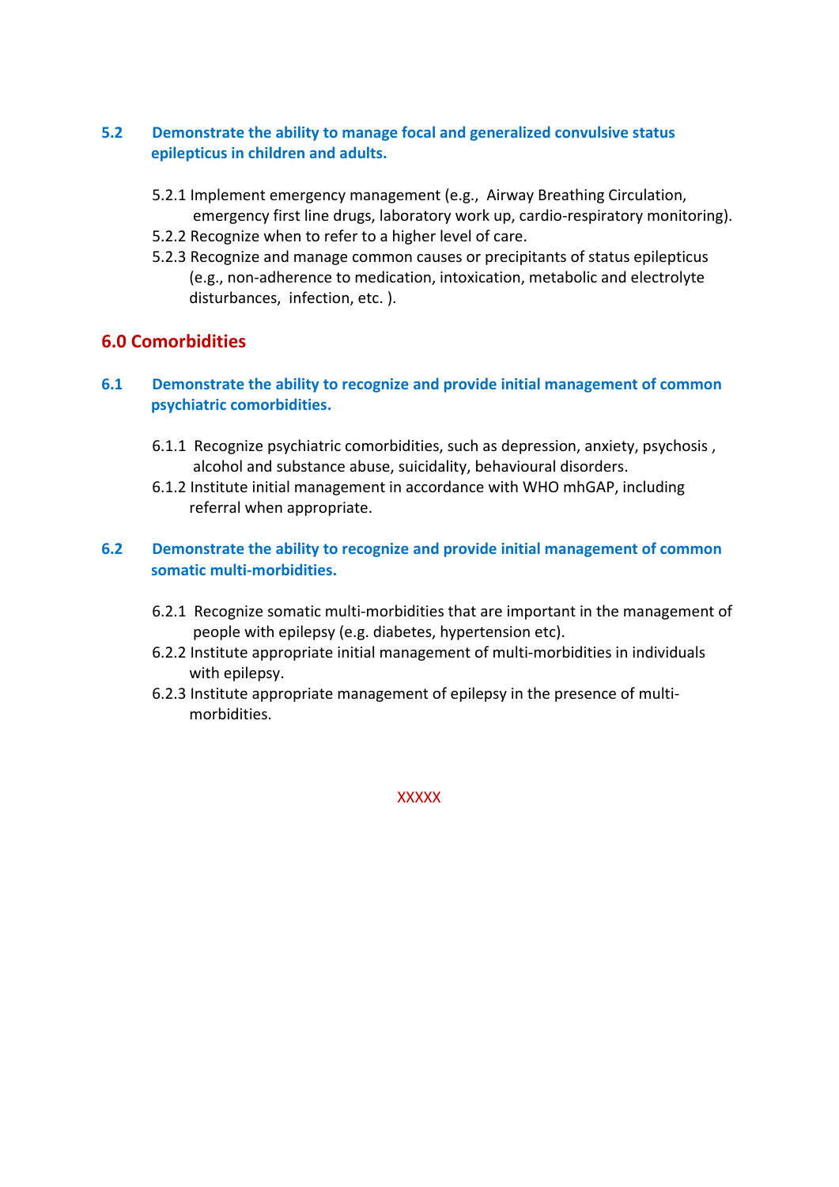### 5.2 Demonstrate the ability to manage focal and generalized convulsive status epilepticus in children and adults.

5.2.1 Implement emergency management (e.g., Airway Breathing Circulation, emergency first line drugs, laboratory work up, cardio-respiratory monitoring).
5.2.2 Recognize when to refer to a higher level of care.
5.2.3 Recognize and manage common causes or precipitants of status epilepticus (e.g., non-adherence to medication, intoxication, metabolic and electrolyte disturbances, infection, etc. ).

## 6.0 Comorbidities

### 6.1 Demonstrate the ability to recognize and provide initial management of common psychiatric comorbidities.

6.1.1 Recognize psychiatric comorbidities, such as depression, anxiety, psychosis , alcohol and substance abuse, suicidality, behavioural disorders.
6.1.2 Institute initial management in accordance with WHO mhGAP, including referral when appropriate.

### 6.2 Demonstrate the ability to recognize and provide initial management of common somatic multi-morbidities.

6.2.1 Recognize somatic multi-morbidities that are important in the management of people with epilepsy (e.g. diabetes, hypertension etc).
6.2.2 Institute appropriate initial management of multi-morbidities in individuals with epilepsy.
6.2.3 Institute appropriate management of epilepsy in the presence of multi-morbidities.

XXXXX